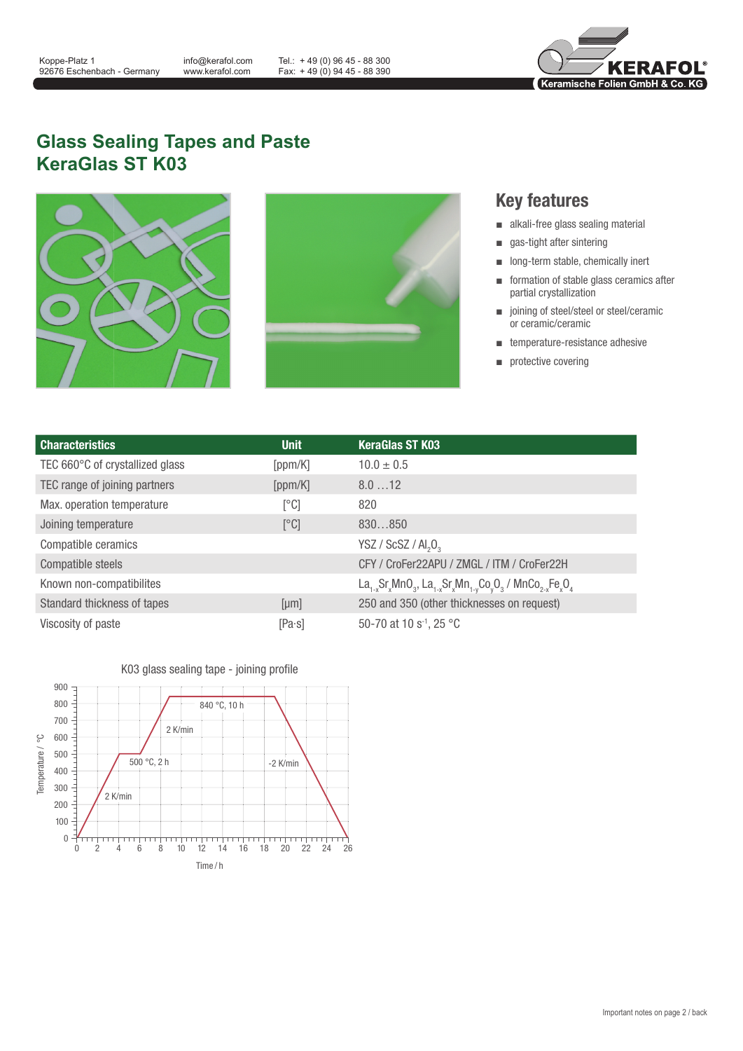Koppe-Platz 1
92676 Eschenbach - Germany

info@kerafol.com
www.kerafol.com

Tel.: + 49 (0) 96 45 - 88 300
Fax: + 49 (0) 94 45 - 88 390

KERAFOL® Keramische Folien GmbH & Co. KG

# Glass Sealing Tapes and Paste
# KeraGlas ST K03

## Key features

- alkali-free glass sealing material
- gas-tight after sintering
- long-term stable, chemically inert
- formation of stable glass ceramics after partial crystallization
- joining of steel/steel or steel/ceramic or ceramic/ceramic
- temperature-resistance adhesive
- protective covering

| Characteristics | Unit | KeraGlas ST K03 |
|---|---|---|
| TEC 660°C of crystallized glass | [ppm/K] | 10.0 ± 0.5 |
| TEC range of joining partners | [ppm/K] | 8.0 …12 |
| Max. operation temperature | [°C] | 820 |
| Joining temperature | [°C] | 830…850 |
| Compatible ceramics | | YSZ / ScSZ / $Al_2O_3$ |
| Compatible steels | | CFY / CroFer22APU / ZMGL / ITM / CroFer22H |
| Known non-compatibilites | | $La_{1-x}Sr_xMnO_3$, $La_{1-x}Sr_xMn_{1-y}Co_yO_3$ / $MnCo_{2-x}Fe_xO_4$ |
| Standard thickness of tapes | [µm] | 250 and 350 (other thicknesses on request) |
| Viscosity of paste | [Pa·s] | 50-70 at 10 $s^{-1}$, 25 °C |

K03 glass sealing tape - joining profile

Temperature / °C; Time / h

2 K/min; 500 °C, 2 h; 2 K/min; 840 °C, 10 h; -2 K/min

Important notes on page 2 / back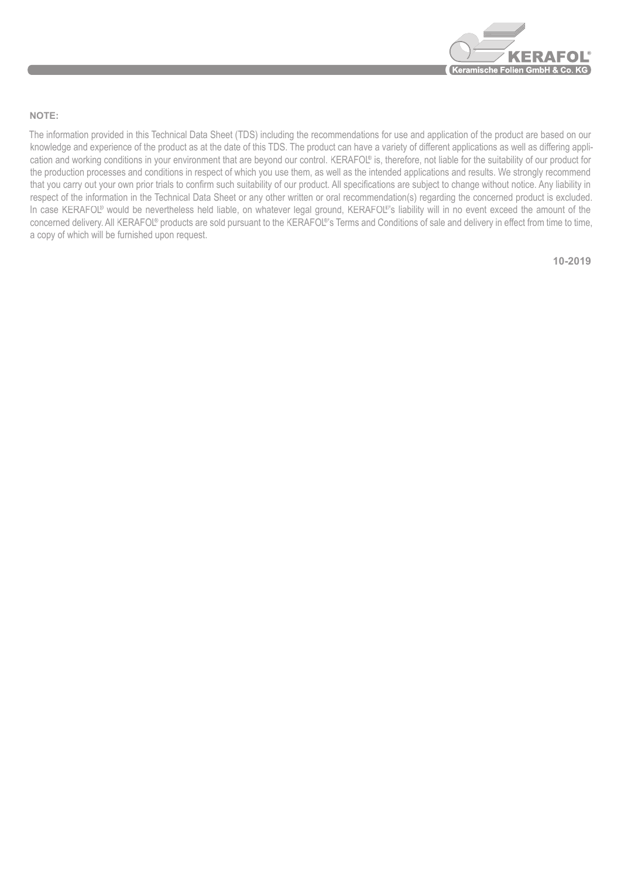**NOTE:**

The information provided in this Technical Data Sheet (TDS) including the recommendations for use and application of the product are based on our knowledge and experience of the product as at the date of this TDS. The product can have a variety of different applications as well as differing application and working conditions in your environment that are beyond our control. KERAFOL® is, therefore, not liable for the suitability of our product for the production processes and conditions in respect of which you use them, as well as the intended applications and results. We strongly recommend that you carry out your own prior trials to confirm such suitability of our product. All specifications are subject to change without notice. Any liability in respect of the information in the Technical Data Sheet or any other written or oral recommendation(s) regarding the concerned product is excluded. In case KERAFOL® would be nevertheless held liable, on whatever legal ground, KERAFOL®'s liability will in no event exceed the amount of the concerned delivery. All KERAFOL® products are sold pursuant to the KERAFOL®'s Terms and Conditions of sale and delivery in effect from time to time, a copy of which will be furnished upon request.

**10-2019**